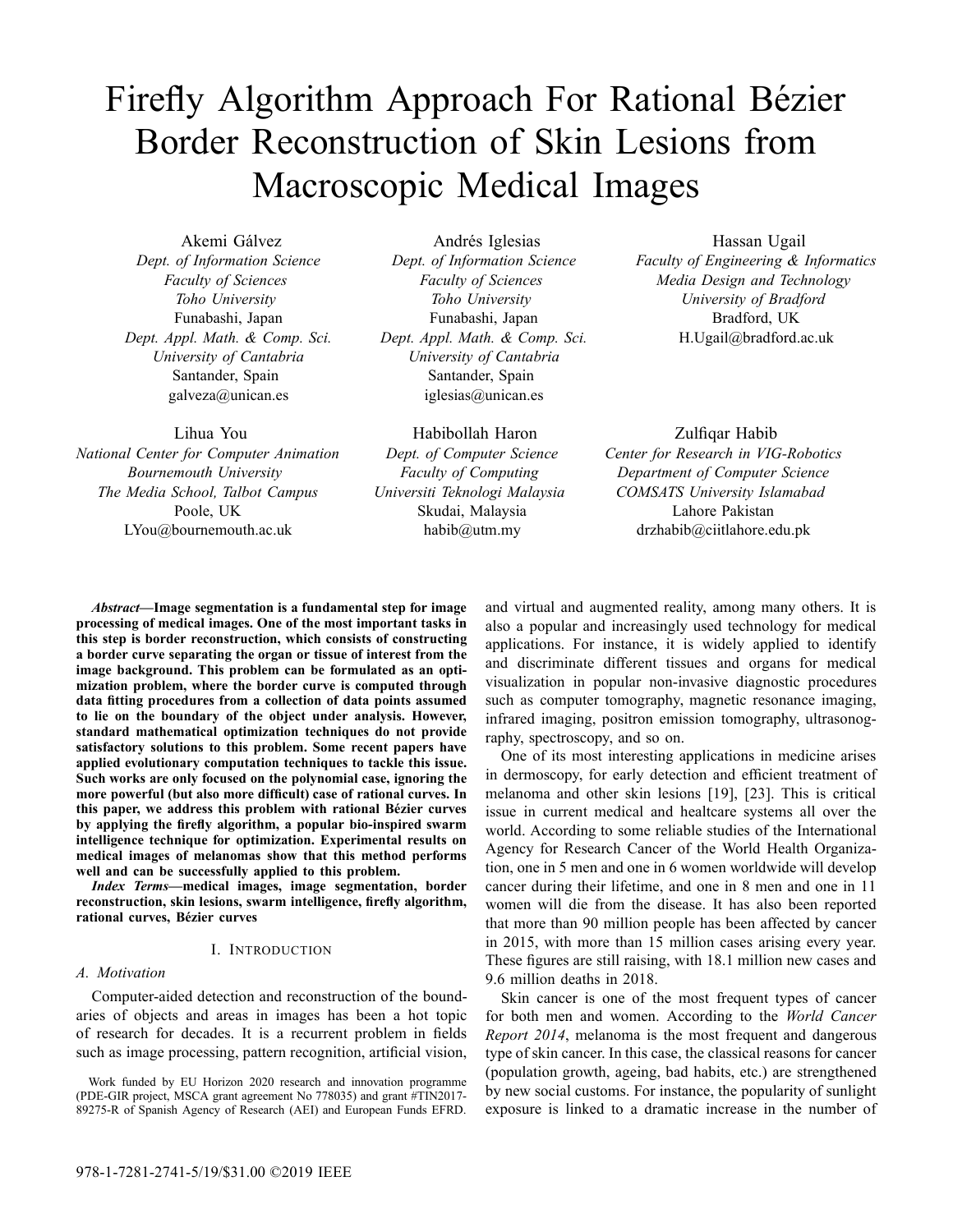# Firefly Algorithm Approach For Rational Bézier Border Reconstruction of Skin Lesions from Macroscopic Medical Images

Akemi Gálvez
*Dept. of Information Science*
*Faculty of Sciences*
*Toho University*
Funabashi, Japan
*Dept. Appl. Math. & Comp. Sci.*
*University of Cantabria*
Santander, Spain
galveza@unican.es

Andrés Iglesias
*Dept. of Information Science*
*Faculty of Sciences*
*Toho University*
Funabashi, Japan
*Dept. Appl. Math. & Comp. Sci.*
*University of Cantabria*
Santander, Spain
iglesias@unican.es

Hassan Ugail
*Faculty of Engineering & Informatics*
*Media Design and Technology*
*University of Bradford*
Bradford, UK
H.Ugail@bradford.ac.uk

Lihua You
*National Center for Computer Animation*
*Bournemouth University*
*The Media School, Talbot Campus*
Poole, UK
LYou@bournemouth.ac.uk

Habibollah Haron
*Dept. of Computer Science*
*Faculty of Computing*
*Universiti Teknologi Malaysia*
Skudai, Malaysia
habib@utm.my

Zulfiqar Habib
*Center for Research in VIG-Robotics*
*Department of Computer Science*
*COMSATS University Islamabad*
Lahore Pakistan
drzhabib@ciitlahore.edu.pk

***Abstract*—Image segmentation is a fundamental step for image processing of medical images. One of the most important tasks in this step is border reconstruction, which consists of constructing a border curve separating the organ or tissue of interest from the image background. This problem can be formulated as an optimization problem, where the border curve is computed through data fitting procedures from a collection of data points assumed to lie on the boundary of the object under analysis. However, standard mathematical optimization techniques do not provide satisfactory solutions to this problem. Some recent papers have applied evolutionary computation techniques to tackle this issue. Such works are only focused on the polynomial case, ignoring the more powerful (but also more difficult) case of rational curves. In this paper, we address this problem with rational Bézier curves by applying the firefly algorithm, a popular bio-inspired swarm intelligence technique for optimization. Experimental results on medical images of melanomas show that this method performs well and can be successfully applied to this problem.**

***Index Terms*—medical images, image segmentation, border reconstruction, skin lesions, swarm intelligence, firefly algorithm, rational curves, Bézier curves**

## I. Introduction

### *A. Motivation*

Computer-aided detection and reconstruction of the boundaries of objects and areas in images has been a hot topic of research for decades. It is a recurrent problem in fields such as image processing, pattern recognition, artificial vision, and virtual and augmented reality, among many others. It is also a popular and increasingly used technology for medical applications. For instance, it is widely applied to identify and discriminate different tissues and organs for medical visualization in popular non-invasive diagnostic procedures such as computer tomography, magnetic resonance imaging, infrared imaging, positron emission tomography, ultrasonography, spectroscopy, and so on.

One of its most interesting applications in medicine arises in dermoscopy, for early detection and efficient treatment of melanoma and other skin lesions [19], [23]. This is critical issue in current medical and healtcare systems all over the world. According to some reliable studies of the International Agency for Research Cancer of the World Health Organization, one in 5 men and one in 6 women worldwide will develop cancer during their lifetime, and one in 8 men and one in 11 women will die from the disease. It has also been reported that more than 90 million people has been affected by cancer in 2015, with more than 15 million cases arising every year. These figures are still raising, with 18.1 million new cases and 9.6 million deaths in 2018.

Skin cancer is one of the most frequent types of cancer for both men and women. According to the *World Cancer Report 2014*, melanoma is the most frequent and dangerous type of skin cancer. In this case, the classical reasons for cancer (population growth, ageing, bad habits, etc.) are strengthened by new social customs. For instance, the popularity of sunlight exposure is linked to a dramatic increase in the number of

Work funded by EU Horizon 2020 research and innovation programme (PDE-GIR project, MSCA grant agreement No 778035) and grant #TIN2017-89275-R of Spanish Agency of Research (AEI) and European Funds EFRD.

978-1-7281-2741-5/19/$31.00 ©2019 IEEE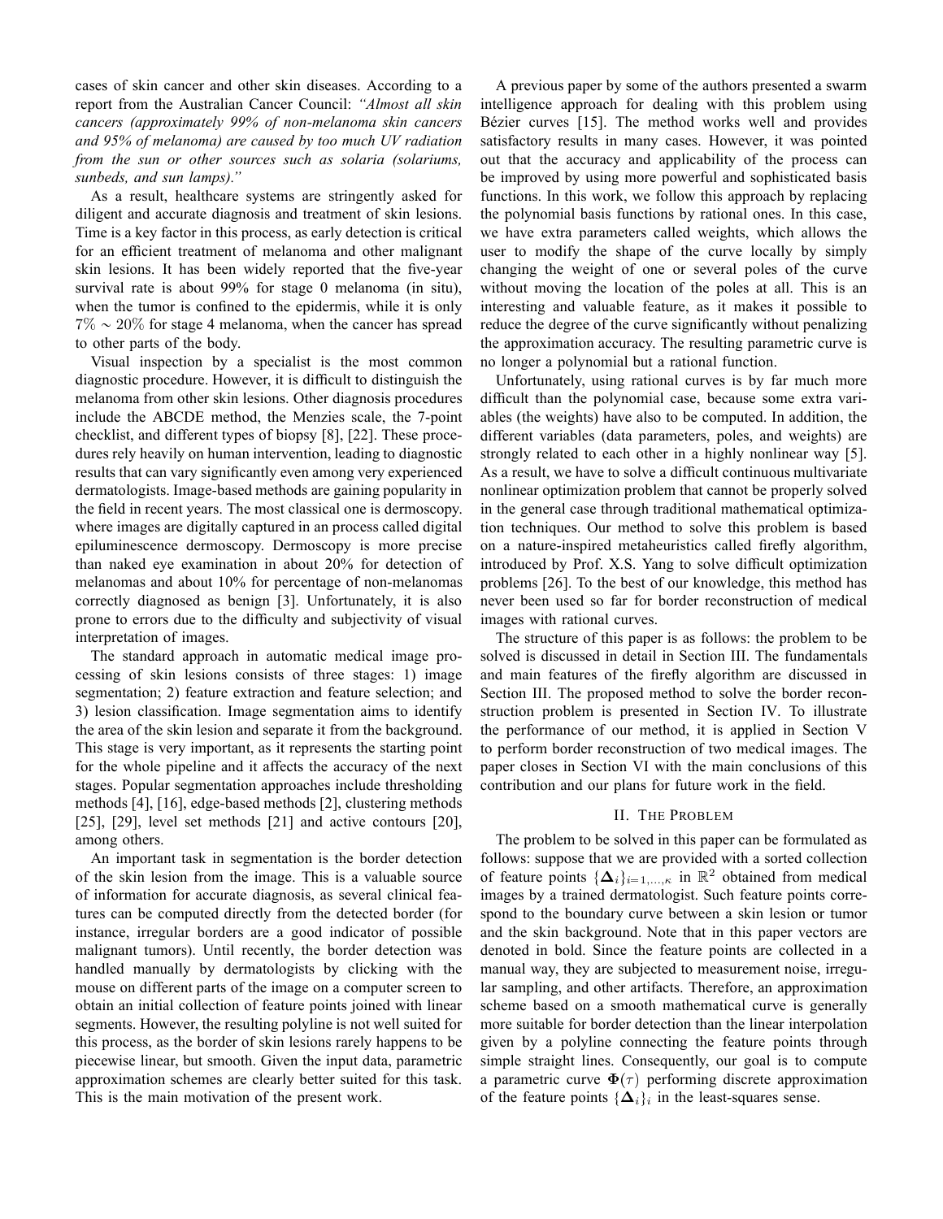cases of skin cancer and other skin diseases. According to a report from the Australian Cancer Council: *"Almost all skin cancers (approximately 99% of non-melanoma skin cancers and 95% of melanoma) are caused by too much UV radiation from the sun or other sources such as solaria (solariums, sunbeds, and sun lamps)."*

As a result, healthcare systems are stringently asked for diligent and accurate diagnosis and treatment of skin lesions. Time is a key factor in this process, as early detection is critical for an efficient treatment of melanoma and other malignant skin lesions. It has been widely reported that the five-year survival rate is about 99% for stage 0 melanoma (in situ), when the tumor is confined to the epidermis, while it is only $7\% \sim 20\%$ for stage 4 melanoma, when the cancer has spread to other parts of the body.

Visual inspection by a specialist is the most common diagnostic procedure. However, it is difficult to distinguish the melanoma from other skin lesions. Other diagnosis procedures include the ABCDE method, the Menzies scale, the 7-point checklist, and different types of biopsy [8], [22]. These procedures rely heavily on human intervention, leading to diagnostic results that can vary significantly even among very experienced dermatologists. Image-based methods are gaining popularity in the field in recent years. The most classical one is dermoscopy. where images are digitally captured in an process called digital epiluminescence dermoscopy. Dermoscopy is more precise than naked eye examination in about 20% for detection of melanomas and about 10% for percentage of non-melanomas correctly diagnosed as benign [3]. Unfortunately, it is also prone to errors due to the difficulty and subjectivity of visual interpretation of images.

The standard approach in automatic medical image processing of skin lesions consists of three stages: 1) image segmentation; 2) feature extraction and feature selection; and 3) lesion classification. Image segmentation aims to identify the area of the skin lesion and separate it from the background. This stage is very important, as it represents the starting point for the whole pipeline and it affects the accuracy of the next stages. Popular segmentation approaches include thresholding methods [4], [16], edge-based methods [2], clustering methods [25], [29], level set methods [21] and active contours [20], among others.

An important task in segmentation is the border detection of the skin lesion from the image. This is a valuable source of information for accurate diagnosis, as several clinical features can be computed directly from the detected border (for instance, irregular borders are a good indicator of possible malignant tumors). Until recently, the border detection was handled manually by dermatologists by clicking with the mouse on different parts of the image on a computer screen to obtain an initial collection of feature points joined with linear segments. However, the resulting polyline is not well suited for this process, as the border of skin lesions rarely happens to be piecewise linear, but smooth. Given the input data, parametric approximation schemes are clearly better suited for this task. This is the main motivation of the present work.

A previous paper by some of the authors presented a swarm intelligence approach for dealing with this problem using Bézier curves [15]. The method works well and provides satisfactory results in many cases. However, it was pointed out that the accuracy and applicability of the process can be improved by using more powerful and sophisticated basis functions. In this work, we follow this approach by replacing the polynomial basis functions by rational ones. In this case, we have extra parameters called weights, which allows the user to modify the shape of the curve locally by simply changing the weight of one or several poles of the curve without moving the location of the poles at all. This is an interesting and valuable feature, as it makes it possible to reduce the degree of the curve significantly without penalizing the approximation accuracy. The resulting parametric curve is no longer a polynomial but a rational function.

Unfortunately, using rational curves is by far much more difficult than the polynomial case, because some extra variables (the weights) have also to be computed. In addition, the different variables (data parameters, poles, and weights) are strongly related to each other in a highly nonlinear way [5]. As a result, we have to solve a difficult continuous multivariate nonlinear optimization problem that cannot be properly solved in the general case through traditional mathematical optimization techniques. Our method to solve this problem is based on a nature-inspired metaheuristics called firefly algorithm, introduced by Prof. X.S. Yang to solve difficult optimization problems [26]. To the best of our knowledge, this method has never been used so far for border reconstruction of medical images with rational curves.

The structure of this paper is as follows: the problem to be solved is discussed in detail in Section III. The fundamentals and main features of the firefly algorithm are discussed in Section III. The proposed method to solve the border reconstruction problem is presented in Section IV. To illustrate the performance of our method, it is applied in Section V to perform border reconstruction of two medical images. The paper closes in Section VI with the main conclusions of this contribution and our plans for future work in the field.

## II. The Problem

The problem to be solved in this paper can be formulated as follows: suppose that we are provided with a sorted collection of feature points $\{\mathbf{\Delta}_i\}_{i=1,\dots,\kappa}$ in $\mathbb{R}^2$ obtained from medical images by a trained dermatologist. Such feature points correspond to the boundary curve between a skin lesion or tumor and the skin background. Note that in this paper vectors are denoted in bold. Since the feature points are collected in a manual way, they are subjected to measurement noise, irregular sampling, and other artifacts. Therefore, an approximation scheme based on a smooth mathematical curve is generally more suitable for border detection than the linear interpolation given by a polyline connecting the feature points through simple straight lines. Consequently, our goal is to compute a parametric curve $\mathbf{\Phi}(\tau)$ performing discrete approximation of the feature points $\{\mathbf{\Delta}_i\}_i$ in the least-squares sense.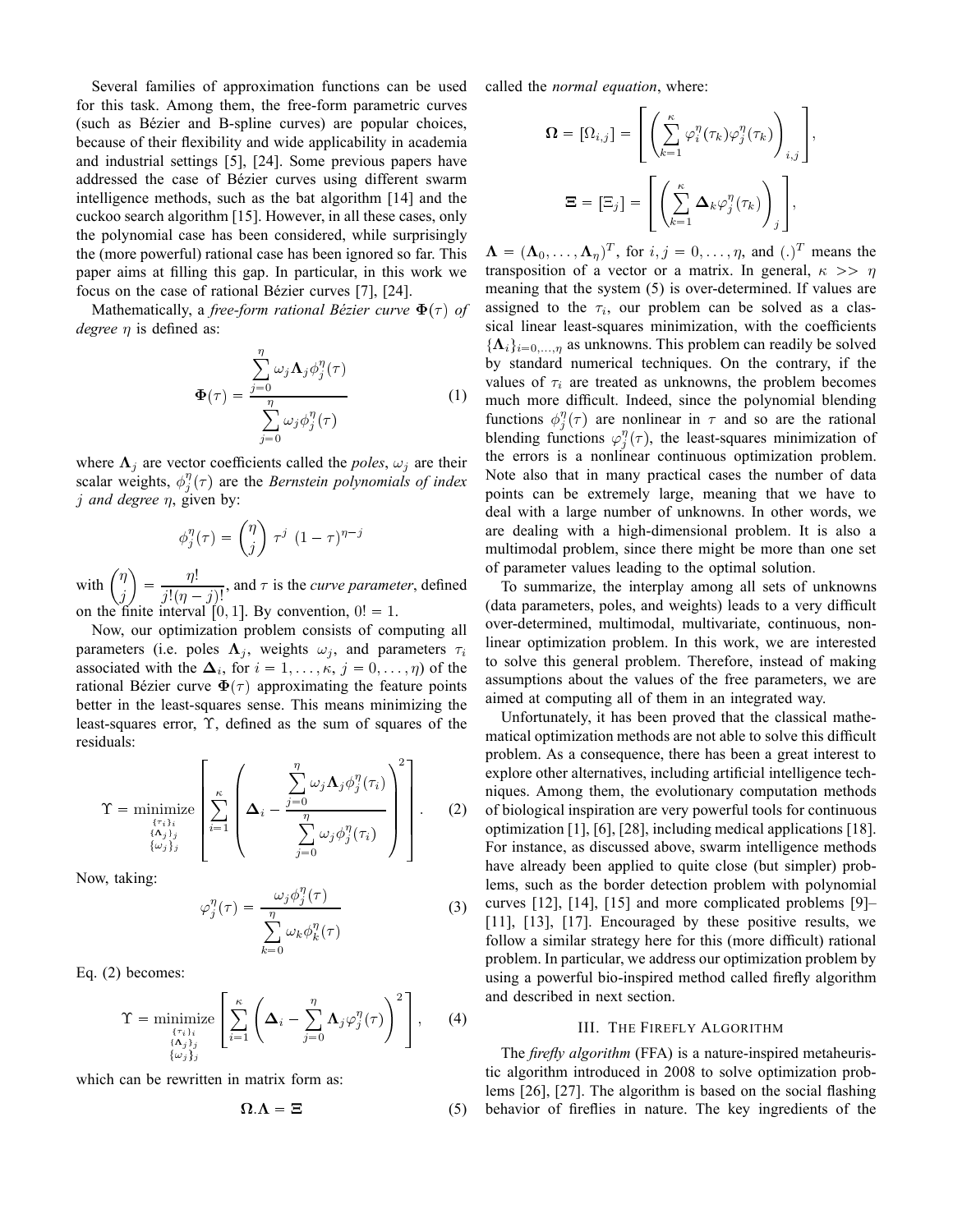Several families of approximation functions can be used for this task. Among them, the free-form parametric curves (such as Bézier and B-spline curves) are popular choices, because of their flexibility and wide applicability in academia and industrial settings [5], [24]. Some previous papers have addressed the case of Bézier curves using different swarm intelligence methods, such as the bat algorithm [14] and the cuckoo search algorithm [15]. However, in all these cases, only the polynomial case has been considered, while surprisingly the (more powerful) rational case has been ignored so far. This paper aims at filling this gap. In particular, in this work we focus on the case of rational Bézier curves [7], [24].

Mathematically, a *free-form rational Bézier curve* $\mathbf{\Phi}(\tau)$ *of degree* $\eta$ is defined as:

$$\mathbf{\Phi}(\tau) = \frac{\sum_{j=0}^{\eta} \omega_j \mathbf{\Lambda}_j \phi_j^{\eta}(\tau)}{\sum_{j=0}^{\eta} \omega_j \phi_j^{\eta}(\tau)} \tag{1}$$

where $\mathbf{\Lambda}_j$ are vector coefficients called the *poles*, $\omega_j$ are their scalar weights, $\phi_j^{\eta}(\tau)$ are the *Bernstein polynomials of index* $j$ *and degree* $\eta$, given by:

$$\phi_j^{\eta}(\tau) = \binom{\eta}{j} \tau^j \, (1-\tau)^{\eta - j}$$

with $\binom{\eta}{j} = \frac{\eta!}{j!(\eta - j)!}$, and $\tau$ is the *curve parameter*, defined on the finite interval $[0, 1]$. By convention, $0! = 1$.

Now, our optimization problem consists of computing all parameters (i.e. poles $\mathbf{\Lambda}_j$, weights $\omega_j$, and parameters $\tau_i$ associated with the $\mathbf{\Delta}_i$, for $i = 1, \ldots, \kappa$, $j = 0, \ldots, \eta$) of the rational Bézier curve $\mathbf{\Phi}(\tau)$ approximating the feature points better in the least-squares sense. This means minimizing the least-squares error, $\Upsilon$, defined as the sum of squares of the residuals:

$$\Upsilon = \underset{\substack{\{\tau_i\}_i \\ \{\mathbf{\Lambda}_j\}_j \\ \{\omega_j\}_j}}{\text{minimize}} \left[ \sum_{i=1}^{\kappa} \left( \mathbf{\Delta}_i - \frac{\sum_{j=0}^{\eta} \omega_j \mathbf{\Lambda}_j \phi_j^{\eta}(\tau_i)}{\sum_{j=0}^{\eta} \omega_j \phi_j^{\eta}(\tau_i)} \right)^2 \right]. \tag{2}$$

Now, taking:

$$\varphi_j^{\eta}(\tau) = \frac{\omega_j \phi_j^{\eta}(\tau)}{\sum_{k=0}^{\eta} \omega_k \phi_k^{\eta}(\tau)} \tag{3}$$

Eq. (2) becomes:

$$\Upsilon = \underset{\substack{\{\tau_i\}_i \\ \{\mathbf{\Lambda}_j\}_j \\ \{\omega_j\}_j}}{\text{minimize}} \left[ \sum_{i=1}^{\kappa} \left( \mathbf{\Delta}_i - \sum_{j=0}^{\eta} \mathbf{\Lambda}_j \varphi_j^{\eta}(\tau) \right)^2 \right], \tag{4}$$

which can be rewritten in matrix form as:

$$\mathbf{\Omega} . \mathbf{\Lambda} = \mathbf{\Xi} \tag{5}$$

called the *normal equation*, where:

$$\mathbf{\Omega} = [\Omega_{i,j}] = \left[ \left( \sum_{k=1}^{\kappa} \varphi_i^{\eta}(\tau_k) \varphi_j^{\eta}(\tau_k) \right)_{i,j} \right],$$

$$\mathbf{\Xi} = [\Xi_j] = \left[ \left( \sum_{k=1}^{\kappa} \mathbf{\Delta}_k \varphi_j^{\eta}(\tau_k) \right)_j \right],$$

$\mathbf{\Lambda} = (\mathbf{\Lambda}_0, \ldots, \mathbf{\Lambda}_\eta)^T$, for $i, j = 0, \ldots, \eta$, and $(.)^T$ means the transposition of a vector or a matrix. In general, $\kappa >> \eta$ meaning that the system (5) is over-determined. If values are assigned to the $\tau_i$, our problem can be solved as a classical linear least-squares minimization, with the coefficients $\{\mathbf{\Lambda}_i\}_{i=0,\ldots,\eta}$ as unknowns. This problem can readily be solved by standard numerical techniques. On the contrary, if the values of $\tau_i$ are treated as unknowns, the problem becomes much more difficult. Indeed, since the polynomial blending functions $\phi_j^{\eta}(\tau)$ are nonlinear in $\tau$ and so are the rational blending functions $\varphi_j^{\eta}(\tau)$, the least-squares minimization of the errors is a nonlinear continuous optimization problem. Note also that in many practical cases the number of data points can be extremely large, meaning that we have to deal with a large number of unknowns. In other words, we are dealing with a high-dimensional problem. It is also a multimodal problem, since there might be more than one set of parameter values leading to the optimal solution.

To summarize, the interplay among all sets of unknowns (data parameters, poles, and weights) leads to a very difficult over-determined, multimodal, multivariate, continuous, nonlinear optimization problem. In this work, we are interested to solve this general problem. Therefore, instead of making assumptions about the values of the free parameters, we are aimed at computing all of them in an integrated way.

Unfortunately, it has been proved that the classical mathematical optimization methods are not able to solve this difficult problem. As a consequence, there has been a great interest to explore other alternatives, including artificial intelligence techniques. Among them, the evolutionary computation methods of biological inspiration are very powerful tools for continuous optimization [1], [6], [28], including medical applications [18]. For instance, as discussed above, swarm intelligence methods have already been applied to quite close (but simpler) problems, such as the border detection problem with polynomial curves [12], [14], [15] and more complicated problems [9]–[11], [13], [17]. Encouraged by these positive results, we follow a similar strategy here for this (more difficult) rational problem. In particular, we address our optimization problem by using a powerful bio-inspired method called firefly algorithm and described in next section.

## III. The Firefly Algorithm

The *firefly algorithm* (FFA) is a nature-inspired metaheuristic algorithm introduced in 2008 to solve optimization problems [26], [27]. The algorithm is based on the social flashing behavior of fireflies in nature. The key ingredients of the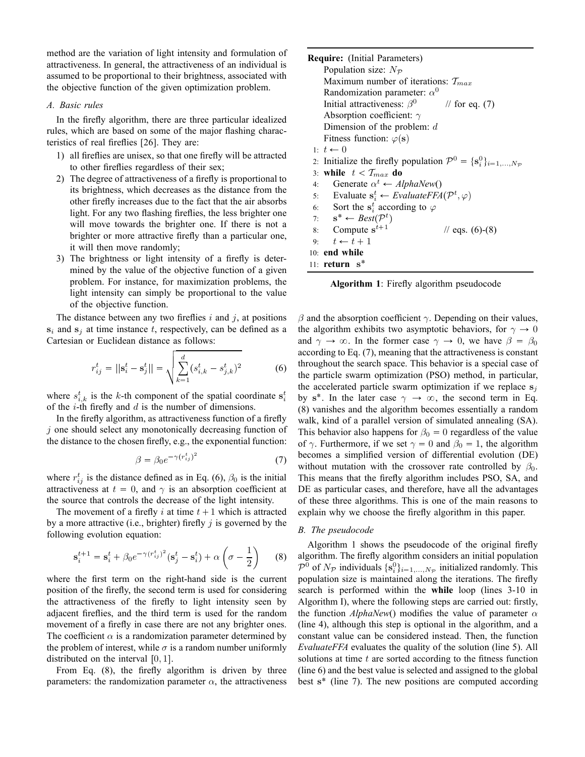method are the variation of light intensity and formulation of attractiveness. In general, the attractiveness of an individual is assumed to be proportional to their brightness, associated with the objective function of the given optimization problem.

### A. Basic rules

In the firefly algorithm, there are three particular idealized rules, which are based on some of the major flashing characteristics of real fireflies [26]. They are:

1) all fireflies are unisex, so that one firefly will be attracted to other fireflies regardless of their sex;
2) The degree of attractiveness of a firefly is proportional to its brightness, which decreases as the distance from the other firefly increases due to the fact that the air absorbs light. For any two flashing fireflies, the less brighter one will move towards the brighter one. If there is not a brighter or more attractive firefly than a particular one, it will then move randomly;
3) The brightness or light intensity of a firefly is determined by the value of the objective function of a given problem. For instance, for maximization problems, the light intensity can simply be proportional to the value of the objective function.

The distance between any two fireflies $i$ and $j$, at positions $\mathbf{s}_i$ and $\mathbf{s}_j$ at time instance $t$, respectively, can be defined as a Cartesian or Euclidean distance as follows:

$$r_{ij}^t = ||\mathbf{s}_i^t - \mathbf{s}_j^t|| = \sqrt{\sum_{k=1}^{d} (s_{i,k}^t - s_{j,k}^t)^2} \tag{6}$$

where $s_{i,k}^t$ is the $k$-th component of the spatial coordinate $\mathbf{s}_i^t$ of the $i$-th firefly and $d$ is the number of dimensions.

In the firefly algorithm, as attractiveness function of a firefly $j$ one should select any monotonically decreasing function of the distance to the chosen firefly, e.g., the exponential function:

$$\beta = \beta_0 e^{-\gamma (r_{ij}^t)^2} \tag{7}$$

where $r_{ij}^t$ is the distance defined as in Eq. (6), $\beta_0$ is the initial attractiveness at $t = 0$, and $\gamma$ is an absorption coefficient at the source that controls the decrease of the light intensity.

The movement of a firefly $i$ at time $t+1$ which is attracted by a more attractive (i.e., brighter) firefly $j$ is governed by the following evolution equation:

$$\mathbf{s}_i^{t+1} = \mathbf{s}_i^t + \beta_0 e^{-\gamma (r_{ij}^t)^2} (\mathbf{s}_j^t - \mathbf{s}_i^t) + \alpha \left( \sigma - \frac{1}{2} \right) \tag{8}$$

where the first term on the right-hand side is the current position of the firefly, the second term is used for considering the attractiveness of the firefly to light intensity seen by adjacent fireflies, and the third term is used for the random movement of a firefly in case there are not any brighter ones. The coefficient $\alpha$ is a randomization parameter determined by the problem of interest, while $\sigma$ is a random number uniformly distributed on the interval $[0, 1]$.

From Eq. (8), the firefly algorithm is driven by three parameters: the randomization parameter $\alpha$, the attractiveness $\beta$ and the absorption coefficient $\gamma$. Depending on their values, the algorithm exhibits two asymptotic behaviors, for $\gamma \to 0$ and $\gamma \to \infty$. In the former case $\gamma \to 0$, we have $\beta = \beta_0$ according to Eq. (7), meaning that the attractiveness is constant throughout the search space. This behavior is a special case of the particle swarm optimization (PSO) method, in particular, the accelerated particle swarm optimization if we replace $\mathbf{s}_j$ by $\mathbf{s}^*$. In the later case $\gamma \to \infty$, the second term in Eq. (8) vanishes and the algorithm becomes essentially a random walk, kind of a parallel version of simulated annealing (SA). This behavior also happens for $\beta_0 = 0$ regardless of the value of $\gamma$. Furthermore, if we set $\gamma = 0$ and $\beta_0 = 1$, the algorithm becomes a simplified version of differential evolution (DE) without mutation with the crossover rate controlled by $\beta_0$. This means that the firefly algorithm includes PSO, SA, and DE as particular cases, and therefore, have all the advantages of these three algorithms. This is one of the main reasons to explain why we choose the firefly algorithm in this paper.

```
Require: (Initial Parameters)
    Population size: N_P
    Maximum number of iterations: T_max
    Randomization parameter: α^0
    Initial attractiveness: β^0          // for eq. (7)
    Absorption coefficient: γ
    Dimension of the problem: d
    Fitness function: φ(s)
 1: t ← 0
 2: Initialize the firefly population P^0 = {s_i^0}_{i=1,...,N_P}
 3: while t < T_max do
 4:    Generate α^t ← AlphaNew()
 5:    Evaluate s_i^t ← EvaluateFFA(P^t, φ)
 6:    Sort the s_i^t according to φ
 7:    s* ← Best(P^t)
 8:    Compute s^{t+1}                   // eqs. (6)-(8)
 9:    t ← t + 1
10: end while
11: return s*
```

**Algorithm 1**: Firefly algorithm pseudocode

### B. The pseudocode

Algorithm 1 shows the pseudocode of the original firefly algorithm. The firefly algorithm considers an initial population $\mathcal{P}^0$ of $N_\mathcal{P}$ individuals $\{\mathbf{s}_i^0\}_{i=1,...,N_\mathcal{P}}$ initialized randomly. This population size is maintained along the iterations. The firefly search is performed within the **while** loop (lines 3-10 in Algorithm I), where the following steps are carried out: firstly, the function *AlphaNew*() modifies the value of parameter $\alpha$ (line 4), although this step is optional in the algorithm, and a constant value can be considered instead. Then, the function *EvaluateFFA* evaluates the quality of the solution (line 5). All solutions at time $t$ are sorted according to the fitness function (line 6) and the best value is selected and assigned to the global best $\mathbf{s}^*$ (line 7). The new positions are computed according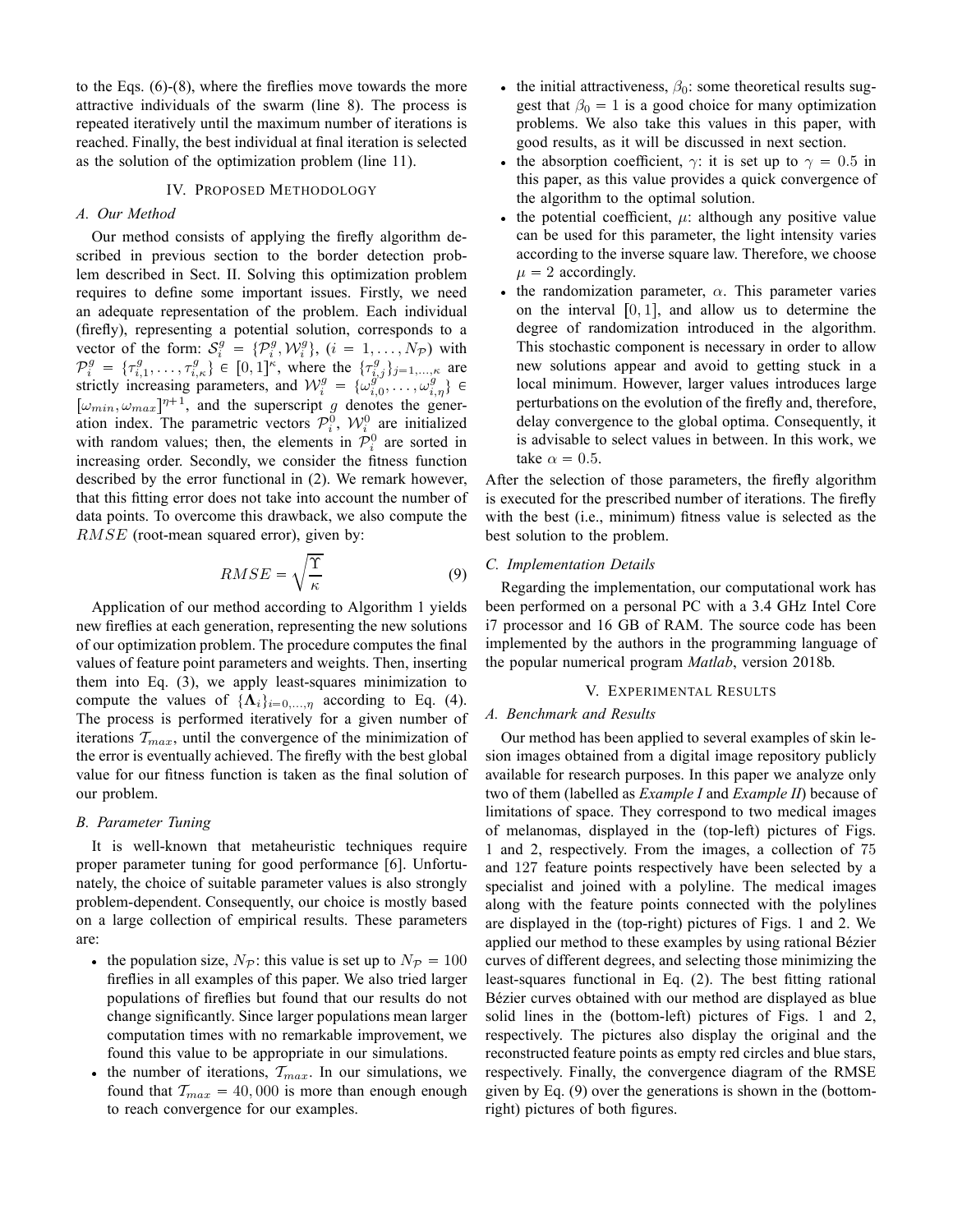to the Eqs. (6)-(8), where the fireflies move towards the more attractive individuals of the swarm (line 8). The process is repeated iteratively until the maximum number of iterations is reached. Finally, the best individual at final iteration is selected as the solution of the optimization problem (line 11).

## IV. Proposed Methodology

### A. Our Method

Our method consists of applying the firefly algorithm described in previous section to the border detection problem described in Sect. II. Solving this optimization problem requires to define some important issues. Firstly, we need an adequate representation of the problem. Each individual (firefly), representing a potential solution, corresponds to a vector of the form: $\mathcal{S}_i^g = \{\mathcal{P}_i^g, \mathcal{W}_i^g\}$, $(i = 1, \ldots, N_\mathcal{P})$ with $\mathcal{P}_i^g = \{\tau_{i,1}^g, \ldots, \tau_{i,\kappa}^g\} \in [0,1]^\kappa$, where the $\{\tau_{i,j}^g\}_{j=1,\ldots,\kappa}$ are strictly increasing parameters, and $\mathcal{W}_i^g = \{\omega_{i,0}^g, \ldots, \omega_{i,\eta}^g\} \in [\omega_{min}, \omega_{max}]^{\eta+1}$, and the superscript $g$ denotes the generation index. The parametric vectors $\mathcal{P}_i^0$, $\mathcal{W}_i^0$ are initialized with random values; then, the elements in $\mathcal{P}_i^0$ are sorted in increasing order. Secondly, we consider the fitness function described by the error functional in (2). We remark however, that this fitting error does not take into account the number of data points. To overcome this drawback, we also compute the $RMSE$ (root-mean squared error), given by:

$$RMSE = \sqrt{\frac{\Upsilon}{\kappa}} \tag{9}$$

Application of our method according to Algorithm 1 yields new fireflies at each generation, representing the new solutions of our optimization problem. The procedure computes the final values of feature point parameters and weights. Then, inserting them into Eq. (3), we apply least-squares minimization to compute the values of $\{\mathbf{\Lambda}_i\}_{i=0,\ldots,\eta}$ according to Eq. (4). The process is performed iteratively for a given number of iterations $\mathcal{T}_{max}$, until the convergence of the minimization of the error is eventually achieved. The firefly with the best global value for our fitness function is taken as the final solution of our problem.

### B. Parameter Tuning

It is well-known that metaheuristic techniques require proper parameter tuning for good performance [6]. Unfortunately, the choice of suitable parameter values is also strongly problem-dependent. Consequently, our choice is mostly based on a large collection of empirical results. These parameters are:

- the population size, $N_\mathcal{P}$: this value is set up to $N_\mathcal{P} = 100$ fireflies in all examples of this paper. We also tried larger populations of fireflies but found that our results do not change significantly. Since larger populations mean larger computation times with no remarkable improvement, we found this value to be appropriate in our simulations.
- the number of iterations, $\mathcal{T}_{max}$. In our simulations, we found that $\mathcal{T}_{max} = 40,000$ is more than enough enough to reach convergence for our examples.
- the initial attractiveness, $\beta_0$: some theoretical results suggest that $\beta_0 = 1$ is a good choice for many optimization problems. We also take this values in this paper, with good results, as it will be discussed in next section.
- the absorption coefficient, $\gamma$: it is set up to $\gamma = 0.5$ in this paper, as this value provides a quick convergence of the algorithm to the optimal solution.
- the potential coefficient, $\mu$: although any positive value can be used for this parameter, the light intensity varies according to the inverse square law. Therefore, we choose $\mu = 2$ accordingly.
- the randomization parameter, $\alpha$. This parameter varies on the interval $[0, 1]$, and allow us to determine the degree of randomization introduced in the algorithm. This stochastic component is necessary in order to allow new solutions appear and avoid to getting stuck in a local minimum. However, larger values introduces large perturbations on the evolution of the firefly and, therefore, delay convergence to the global optima. Consequently, it is advisable to select values in between. In this work, we take $\alpha = 0.5$.

After the selection of those parameters, the firefly algorithm is executed for the prescribed number of iterations. The firefly with the best (i.e., minimum) fitness value is selected as the best solution to the problem.

### C. Implementation Details

Regarding the implementation, our computational work has been performed on a personal PC with a 3.4 GHz Intel Core i7 processor and 16 GB of RAM. The source code has been implemented by the authors in the programming language of the popular numerical program *Matlab*, version 2018b.

## V. Experimental Results

### A. Benchmark and Results

Our method has been applied to several examples of skin lesion images obtained from a digital image repository publicly available for research purposes. In this paper we analyze only two of them (labelled as *Example I* and *Example II*) because of limitations of space. They correspond to two medical images of melanomas, displayed in the (top-left) pictures of Figs. 1 and 2, respectively. From the images, a collection of 75 and 127 feature points respectively have been selected by a specialist and joined with a polyline. The medical images along with the feature points connected with the polylines are displayed in the (top-right) pictures of Figs. 1 and 2. We applied our method to these examples by using rational Bézier curves of different degrees, and selecting those minimizing the least-squares functional in Eq. (2). The best fitting rational Bézier curves obtained with our method are displayed as blue solid lines in the (bottom-left) pictures of Figs. 1 and 2, respectively. The pictures also display the original and the reconstructed feature points as empty red circles and blue stars, respectively. Finally, the convergence diagram of the RMSE given by Eq. (9) over the generations is shown in the (bottom-right) pictures of both figures.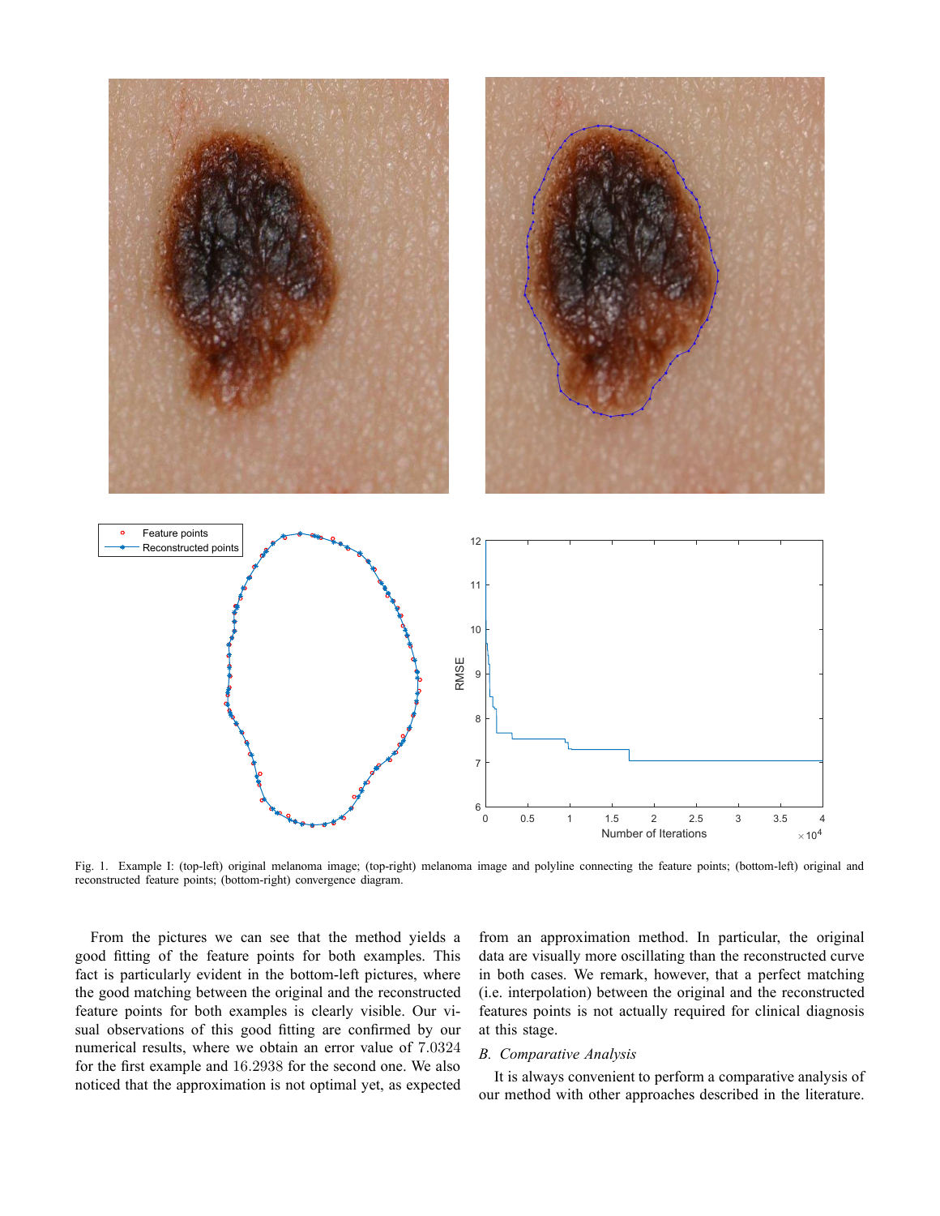Fig. 1. Example I: (top-left) original melanoma image; (top-right) melanoma image and polyline connecting the feature points; (bottom-left) original and reconstructed feature points; (bottom-right) convergence diagram.

From the pictures we can see that the method yields a good fitting of the feature points for both examples. This fact is particularly evident in the bottom-left pictures, where the good matching between the original and the reconstructed feature points for both examples is clearly visible. Our visual observations of this good fitting are confirmed by our numerical results, where we obtain an error value of $7.0324$ for the first example and $16.2938$ for the second one. We also noticed that the approximation is not optimal yet, as expected from an approximation method. In particular, the original data are visually more oscillating than the reconstructed curve in both cases. We remark, however, that a perfect matching (i.e. interpolation) between the original and the reconstructed features points is not actually required for clinical diagnosis at this stage.

### B. *Comparative Analysis*

It is always convenient to perform a comparative analysis of our method with other approaches described in the literature.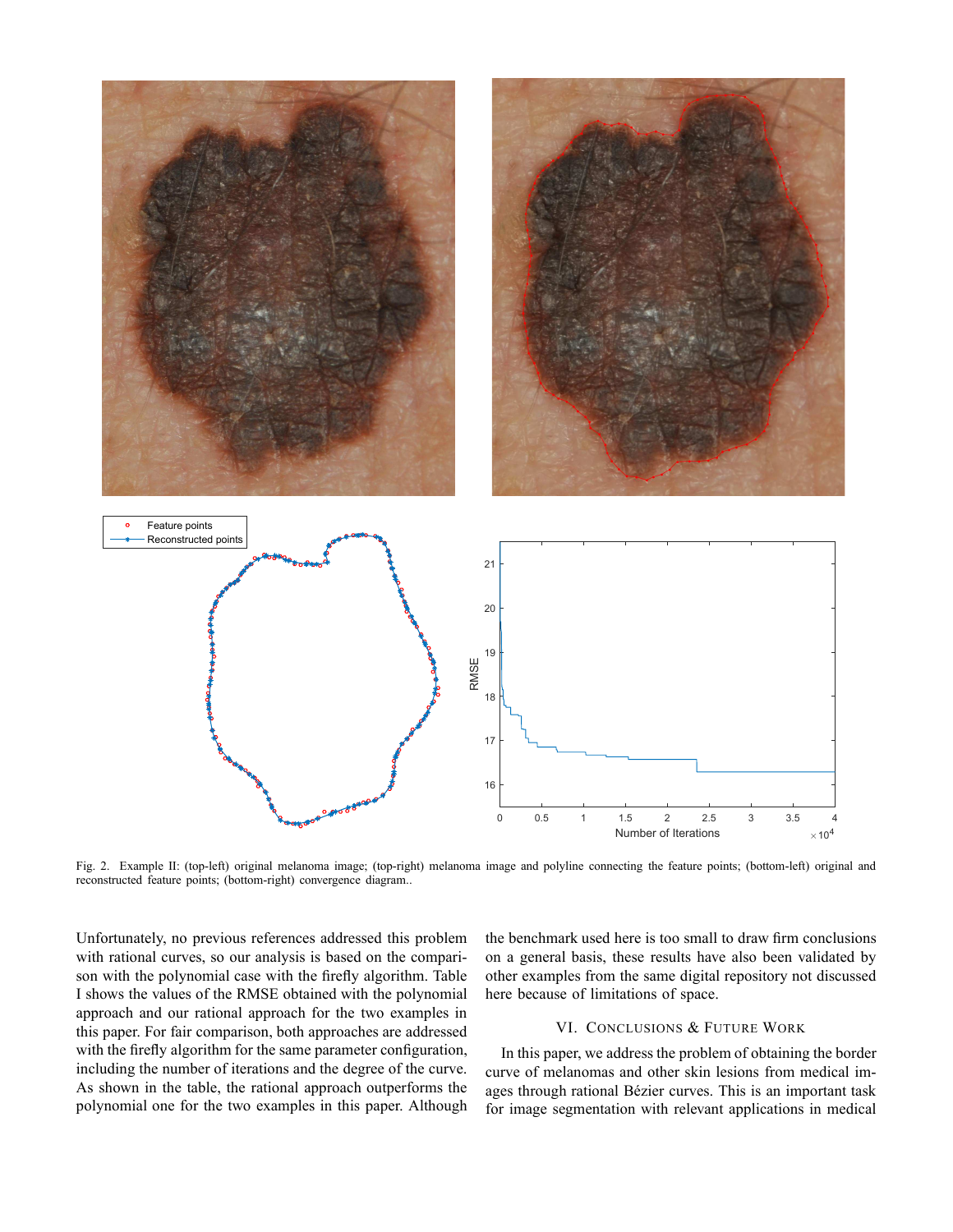Fig. 2. Example II: (top-left) original melanoma image; (top-right) melanoma image and polyline connecting the feature points; (bottom-left) original and reconstructed feature points; (bottom-right) convergence diagram..

Unfortunately, no previous references addressed this problem with rational curves, so our analysis is based on the comparison with the polynomial case with the firefly algorithm. Table I shows the values of the RMSE obtained with the polynomial approach and our rational approach for the two examples in this paper. For fair comparison, both approaches are addressed with the firefly algorithm for the same parameter configuration, including the number of iterations and the degree of the curve. As shown in the table, the rational approach outperforms the polynomial one for the two examples in this paper. Although the benchmark used here is too small to draw firm conclusions on a general basis, these results have also been validated by other examples from the same digital repository not discussed here because of limitations of space.

## VI. Conclusions & Future Work

In this paper, we address the problem of obtaining the border curve of melanomas and other skin lesions from medical images through rational Bézier curves. This is an important task for image segmentation with relevant applications in medical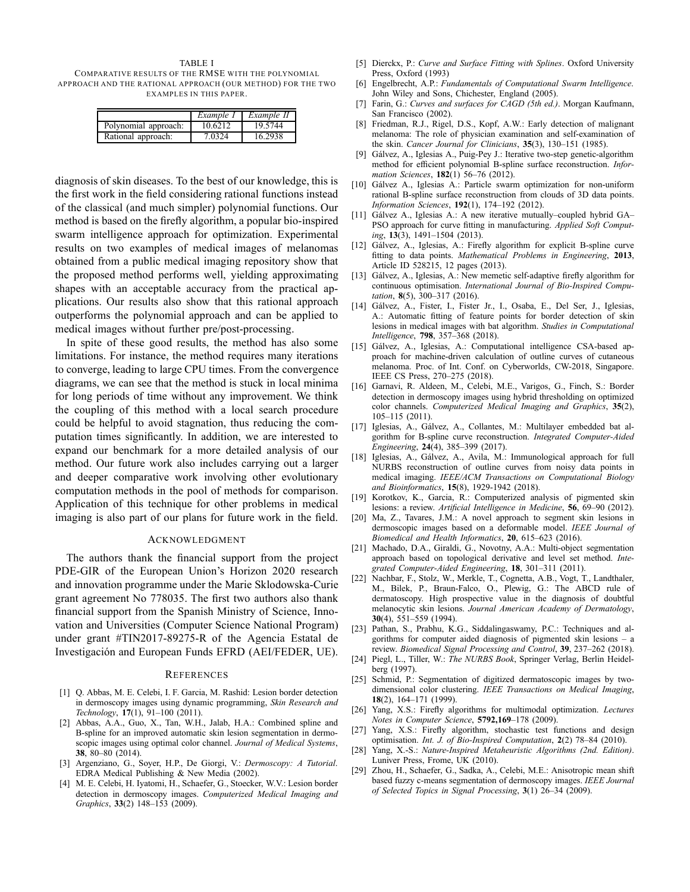TABLE I
COMPARATIVE RESULTS OF THE RMSE WITH THE POLYNOMIAL APPROACH AND THE RATIONAL APPROACH (OUR METHOD) FOR THE TWO EXAMPLES IN THIS PAPER.

| | *Example I* | *Example II* |
|---|---|---|
| Polynomial approach: | 10.6212 | 19.5744 |
| Rational approach: | 7.0324 | 16.2938 |

diagnosis of skin diseases. To the best of our knowledge, this is the first work in the field considering rational functions instead of the classical (and much simpler) polynomial functions. Our method is based on the firefly algorithm, a popular bio-inspired swarm intelligence approach for optimization. Experimental results on two examples of medical images of melanomas obtained from a public medical imaging repository show that the proposed method performs well, yielding approximating shapes with an acceptable accuracy from the practical applications. Our results also show that this rational approach outperforms the polynomial approach and can be applied to medical images without further pre/post-processing.

In spite of these good results, the method has also some limitations. For instance, the method requires many iterations to converge, leading to large CPU times. From the convergence diagrams, we can see that the method is stuck in local minima for long periods of time without any improvement. We think the coupling of this method with a local search procedure could be helpful to avoid stagnation, thus reducing the computation times significantly. In addition, we are interested to expand our benchmark for a more detailed analysis of our method. Our future work also includes carrying out a larger and deeper comparative work involving other evolutionary computation methods in the pool of methods for comparison. Application of this technique for other problems in medical imaging is also part of our plans for future work in the field.

## ACKNOWLEDGMENT

The authors thank the financial support from the project PDE-GIR of the European Union's Horizon 2020 research and innovation programme under the Marie Sklodowska-Curie grant agreement No 778035. The first two authors also thank financial support from the Spanish Ministry of Science, Innovation and Universities (Computer Science National Program) under grant #TIN2017-89275-R of the Agencia Estatal de Investigación and European Funds EFRD (AEI/FEDER, UE).

## REFERENCES

[1] Q. Abbas, M. E. Celebi, I. F. Garcia, M. Rashid: Lesion border detection in dermoscopy images using dynamic programming, *Skin Research and Technology*, **17**(1), 91–100 (2011).

[2] Abbas, A.A., Guo, X., Tan, W.H., Jalab, H.A.: Combined spline and B-spline for an improved automatic skin lesion segmentation in dermoscopic images using optimal color channel. *Journal of Medical Systems*, **38**, 80–80 (2014).

[3] Argenziano, G., Soyer, H.P., De Giorgi, V.: *Dermoscopy: A Tutorial*. EDRA Medical Publishing & New Media (2002).

[4] M. E. Celebi, H. Iyatomi, H., Schaefer, G., Stoecker, W.V.: Lesion border detection in dermoscopy images. *Computerized Medical Imaging and Graphics*, **33**(2) 148–153 (2009).

[5] Dierckx, P.: *Curve and Surface Fitting with Splines*. Oxford University Press, Oxford (1993)

[6] Engelbrecht, A.P.: *Fundamentals of Computational Swarm Intelligence*. John Wiley and Sons, Chichester, England (2005).

[7] Farin, G.: *Curves and surfaces for CAGD (5th ed.)*. Morgan Kaufmann, San Francisco (2002).

[8] Friedman, R.J., Rigel, D.S., Kopf, A.W.: Early detection of malignant melanoma: The role of physician examination and self-examination of the skin. *Cancer Journal for Clinicians*, **35**(3), 130–151 (1985).

[9] Gálvez, A., Iglesias A., Puig-Pey J.: Iterative two-step genetic-algorithm method for efficient polynomial B-spline surface reconstruction. *Information Sciences*, **182**(1) 56–76 (2012).

[10] Gálvez A., Iglesias A.: Particle swarm optimization for non-uniform rational B-spline surface reconstruction from clouds of 3D data points. *Information Sciences*, **192**(1), 174–192 (2012).

[11] Gálvez A., Iglesias A.: A new iterative mutually–coupled hybrid GA–PSO approach for curve fitting in manufacturing. *Applied Soft Computing*, **13**(3), 1491–1504 (2013).

[12] Gálvez, A., Iglesias, A.: Firefly algorithm for explicit B-spline curve fitting to data points. *Mathematical Problems in Engineering*, **2013**, Article ID 528215, 12 pages (2013).

[13] Gálvez, A., Iglesias, A.: New memetic self-adaptive firefly algorithm for continuous optimisation. *International Journal of Bio-Inspired Computation*, **8**(5), 300–317 (2016).

[14] Gálvez, A., Fister, I., Fister Jr., I., Osaba, E., Del Ser, J., Iglesias, A.: Automatic fitting of feature points for border detection of skin lesions in medical images with bat algorithm. *Studies in Computational Intelligence*, **798**, 357–368 (2018).

[15] Gálvez, A., Iglesias, A.: Computational intelligence CSA-based approach for machine-driven calculation of outline curves of cutaneous melanoma. Proc. of Int. Conf. on Cyberworlds, CW-2018, Singapore. IEEE CS Press, 270–275 (2018).

[16] Garnavi, R. Aldeen, M., Celebi, M.E., Varigos, G., Finch, S.: Border detection in dermoscopy images using hybrid thresholding on optimized color channels. *Computerized Medical Imaging and Graphics*, **35**(2), 105–115 (2011).

[17] Iglesias, A., Gálvez, A., Collantes, M.: Multilayer embedded bat algorithm for B-spline curve reconstruction. *Integrated Computer-Aided Engineering*, **24**(4), 385–399 (2017).

[18] Iglesias, A., Gálvez, A., Avila, M.: Immunological approach for full NURBS reconstruction of outline curves from noisy data points in medical imaging. *IEEE/ACM Transactions on Computational Biology and Bioinformatics*, **15**(8), 1929-1942 (2018).

[19] Korotkov, K., Garcia, R.: Computerized analysis of pigmented skin lesions: a review. *Artificial Intelligence in Medicine*, **56**, 69–90 (2012).

[20] Ma, Z., Tavares, J.M.: A novel approach to segment skin lesions in dermoscopic images based on a deformable model. *IEEE Journal of Biomedical and Health Informatics*, **20**, 615–623 (2016).

[21] Machado, D.A., Giraldi, G., Novotny, A.A.: Multi-object segmentation approach based on topological derivative and level set method. *Integrated Computer-Aided Engineering*, **18**, 301–311 (2011).

[22] Nachbar, F., Stolz, W., Merkle, T., Cognetta, A.B., Vogt, T., Landthaler, M., Bilek, P., Braun-Falco, O., Plewig, G.: The ABCD rule of dermatoscopy. High prospective value in the diagnosis of doubtful melanocytic skin lesions. *Journal American Academy of Dermatology*, **30**(4), 551–559 (1994).

[23] Pathan, S., Prabhu, K.G., Siddalingaswamy, P.C.: Techniques and algorithms for computer aided diagnosis of pigmented skin lesions – a review. *Biomedical Signal Processing and Control*, **39**, 237–262 (2018).

[24] Piegl, L., Tiller, W.: *The NURBS Book*, Springer Verlag, Berlin Heidelberg (1997).

[25] Schmid, P.: Segmentation of digitized dermatoscopic images by two-dimensional color clustering. *IEEE Transactions on Medical Imaging*, **18**(2), 164–171 (1999).

[26] Yang, X.S.: Firefly algorithms for multimodal optimization. *Lectures Notes in Computer Science*, **5792,169**–178 (2009).

[27] Yang, X.S.: Firefly algorithm, stochastic test functions and design optimisation. *Int. J. of Bio-Inspired Computation*, **2**(2) 78–84 (2010).

[28] Yang, X.-S.: *Nature-Inspired Metaheuristic Algorithms (2nd. Edition)*. Luniver Press, Frome, UK (2010).

[29] Zhou, H., Schaefer, G., Sadka, A., Celebi, M.E.: Anisotropic mean shift based fuzzy c-means segmentation of dermoscopy images. *IEEE Journal of Selected Topics in Signal Processing*, **3**(1) 26–34 (2009).